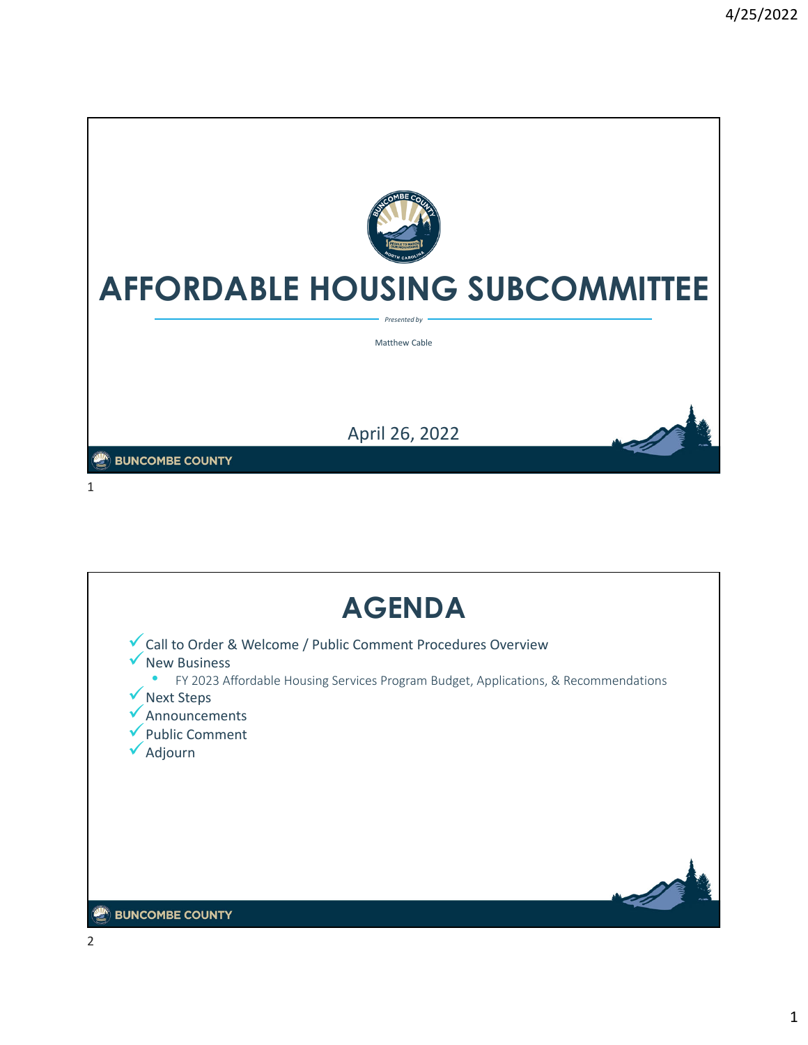# AFFORDABLE HOUSING SUBCOMMITTEE

*Presented by*

Matthew Cable

April 26, 2022

# AGENDA

- Call to Order & Welcome / Public Comment Procedures Overview
- New Business
  - FY 2023 Affordable Housing Services Program Budget, Applications, & Recommendations
- Next Steps
- Announcements
- Public Comment
- Adjourn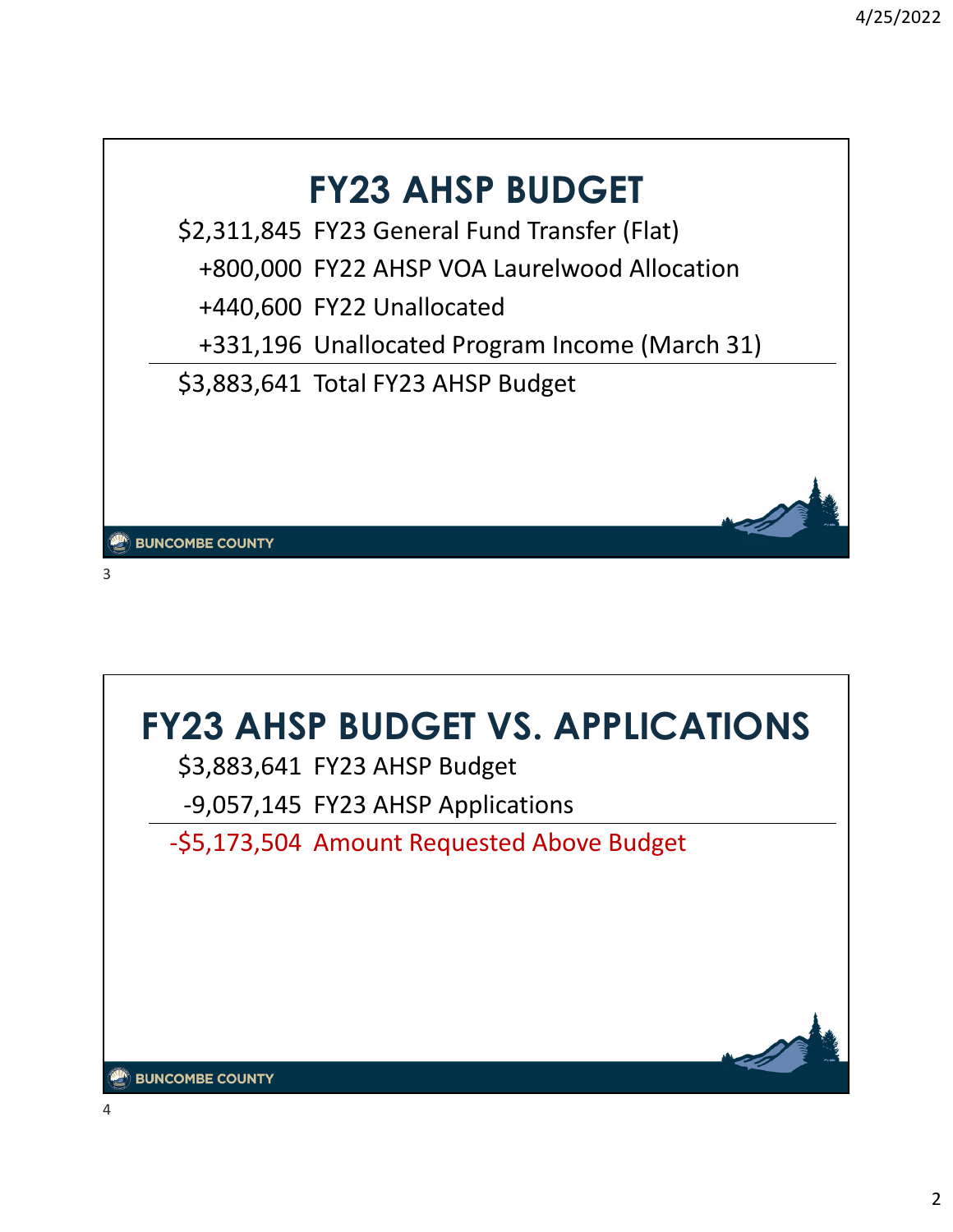# FY23 AHSP BUDGET

| Amount | Description |
| --- | --- |
| $2,311,845 | FY23 General Fund Transfer (Flat) |
| +800,000 | FY22 AHSP VOA Laurelwood Allocation |
| +440,600 | FY22 Unallocated |
| +331,196 | Unallocated Program Income (March 31) |
| $3,883,641 | Total FY23 AHSP Budget |

# FY23 AHSP BUDGET VS. APPLICATIONS

| Amount | Description |
| --- | --- |
| $3,883,641 | FY23 AHSP Budget |
| -9,057,145 | FY23 AHSP Applications |
| -$5,173,504 | Amount Requested Above Budget |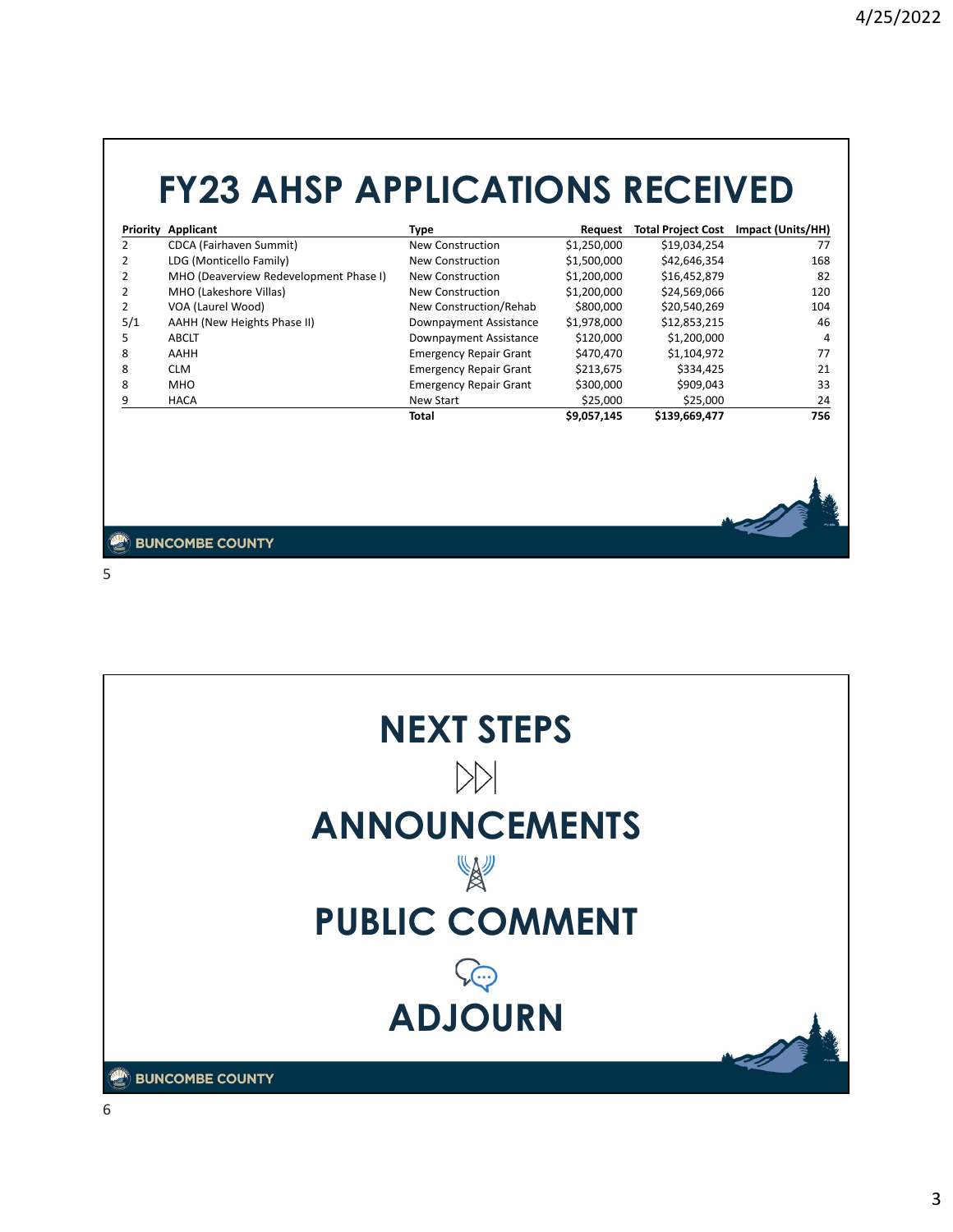# FY23 AHSP APPLICATIONS RECEIVED

| Priority | Applicant | Type | Request | Total Project Cost | Impact (Units/HH) |
|---|---|---|---|---|---|
| 2 | CDCA (Fairhaven Summit) | New Construction | $1,250,000 | $19,034,254 | 77 |
| 2 | LDG (Monticello Family) | New Construction | $1,500,000 | $42,646,354 | 168 |
| 2 | MHO (Deaverview Redevelopment Phase I) | New Construction | $1,200,000 | $16,452,879 | 82 |
| 2 | MHO (Lakeshore Villas) | New Construction | $1,200,000 | $24,569,066 | 120 |
| 2 | VOA (Laurel Wood) | New Construction/Rehab | $800,000 | $20,540,269 | 104 |
| 5/1 | AAHH (New Heights Phase II) | Downpayment Assistance | $1,978,000 | $12,853,215 | 46 |
| 5 | ABCLT | Downpayment Assistance | $120,000 | $1,200,000 | 4 |
| 8 | AAHH | Emergency Repair Grant | $470,470 | $1,104,972 | 77 |
| 8 | CLM | Emergency Repair Grant | $213,675 | $334,425 | 21 |
| 8 | MHO | Emergency Repair Grant | $300,000 | $909,043 | 33 |
| 9 | HACA | New Start | $25,000 | $25,000 | 24 |
| | | **Total** | **$9,057,145** | **$139,669,477** | **756** |

BUNCOMBE COUNTY

# NEXT STEPS

# ANNOUNCEMENTS

# PUBLIC COMMENT

# ADJOURN

BUNCOMBE COUNTY